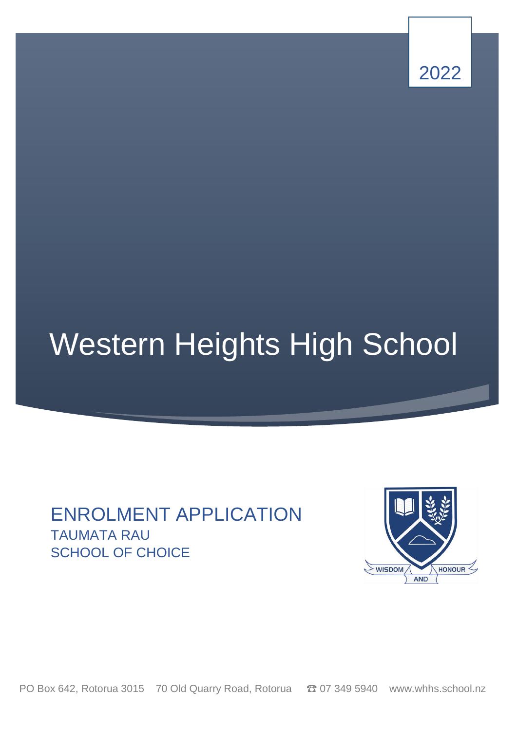2022

# Western Heights High School

## ENROLMENT APPLICATION

TAUMATA RAU

SCHOOL OF CHOICE

WISDOM AND HONOUR

PO Box 642, Rotorua 3015 70 Old Quarry Road, Rotorua ☎ 07 349 5940 www.whhs.school.nz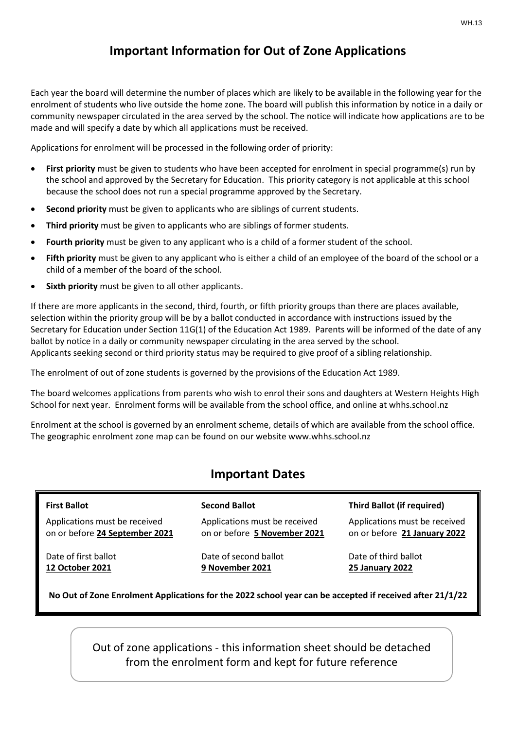# Important Information for Out of Zone Applications

Each year the board will determine the number of places which are likely to be available in the following year for the enrolment of students who live outside the home zone. The board will publish this information by notice in a daily or community newspaper circulated in the area served by the school. The notice will indicate how applications are to be made and will specify a date by which all applications must be received.

Applications for enrolment will be processed in the following order of priority:

- **First priority** must be given to students who have been accepted for enrolment in special programme(s) run by the school and approved by the Secretary for Education. This priority category is not applicable at this school because the school does not run a special programme approved by the Secretary.
- **Second priority** must be given to applicants who are siblings of current students.
- **Third priority** must be given to applicants who are siblings of former students.
- **Fourth priority** must be given to any applicant who is a child of a former student of the school.
- **Fifth priority** must be given to any applicant who is either a child of an employee of the board of the school or a child of a member of the board of the school.
- **Sixth priority** must be given to all other applicants.

If there are more applicants in the second, third, fourth, or fifth priority groups than there are places available, selection within the priority group will be by a ballot conducted in accordance with instructions issued by the Secretary for Education under Section 11G(1) of the Education Act 1989. Parents will be informed of the date of any ballot by notice in a daily or community newspaper circulating in the area served by the school.
Applicants seeking second or third priority status may be required to give proof of a sibling relationship.

The enrolment of out of zone students is governed by the provisions of the Education Act 1989.

The board welcomes applications from parents who wish to enrol their sons and daughters at Western Heights High School for next year. Enrolment forms will be available from the school office, and online at whhs.school.nz

Enrolment at the school is governed by an enrolment scheme, details of which are available from the school office. The geographic enrolment zone map can be found on our website www.whhs.school.nz

## Important Dates

| **First Ballot** | **Second Ballot** | **Third Ballot (if required)** |
|---|---|---|
| Applications must be received on or before **24 September 2021** | Applications must be received on or before **5 November 2021** | Applications must be received on or before **21 January 2022** |
| Date of first ballot **12 October 2021** | Date of second ballot **9 November 2021** | Date of third ballot **25 January 2022** |

**No Out of Zone Enrolment Applications for the 2022 school year can be accepted if received after 21/1/22**

Out of zone applications - this information sheet should be detached from the enrolment form and kept for future reference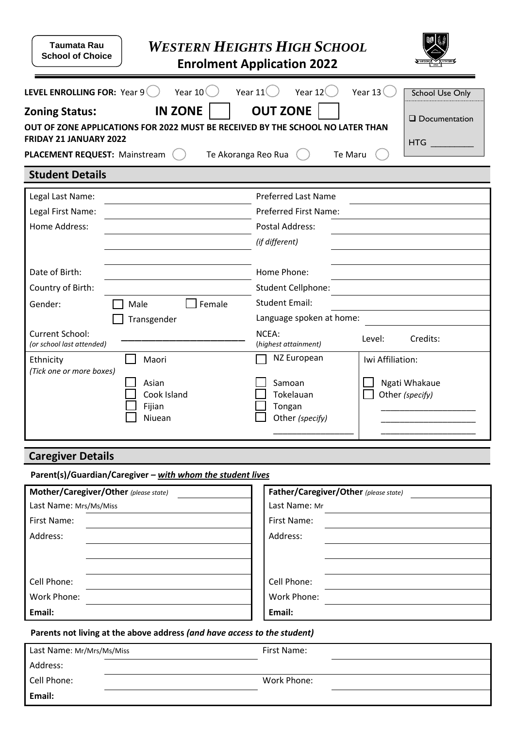**Taumata Rau School of Choice**

# *WESTERN HEIGHTS HIGH SCHOOL*

## Enrolment Application 2022

**LEVEL ENROLLING FOR:** Year 9 ◯ Year 10 ◯ Year 11 ◯ Year 12 ◯ Year 13 ◯

| School Use Only |
|---|
| ❑ Documentation |
| HTG ________ |

**Zoning Status: IN ZONE** ☐ **OUT ZONE** ☐

**OUT OF ZONE APPLICATIONS FOR 2022 MUST BE RECEIVED BY THE SCHOOL NO LATER THAN FRIDAY 21 JANUARY 2022**

**PLACEMENT REQUEST:** Mainstream ◯ Te Akoranga Reo Rua ◯ Te Maru ◯

## Student Details

| | | | |
|---|---|---|---|
| Legal Last Name: | | Preferred Last Name | |
| Legal First Name: | | Preferred First Name: | |
| Home Address: | | Postal Address: *(if different)* | |
| Date of Birth: | | Home Phone: | |
| Country of Birth: | | Student Cellphone: | |
| Gender: | ☐ Male ☐ Female ☐ Transgender | Student Email: | |
| | | Language spoken at home: | |
| Current School: *(or school last attended)* | ____________________ | NCEA: *(highest attainment)* | Level: Credits: |

| Ethnicity *(Tick one or more boxes)* | | | Iwi Affiliation: |
|---|---|---|---|
| | ☐ Maori | ☐ NZ European | |
| | ☐ Asian | ☐ Samoan | ☐ Ngati Whakaue |
| | ☐ Cook Island | ☐ Tokelauan | ☐ Other *(specify)* |
| | ☐ Fijian | ☐ Tongan | ____________________ |
| | ☐ Niuean | ☐ Other *(specify)* | ____________________ |
| | | ________________ | ____________________ |

## Caregiver Details

**Parent(s)/Guardian/Caregiver – *with whom the student lives***

| **Mother/Caregiver/Other** *(please state)* | | **Father/Caregiver/Other** *(please state)* | |
|---|---|---|---|
| Last Name: Mrs/Ms/Miss | | Last Name: Mr | |
| First Name: | | First Name: | |
| Address: | | Address: | |
| Cell Phone: | | Cell Phone: | |
| Work Phone: | | Work Phone: | |
| **Email:** | | **Email:** | |

**Parents not living at the above address *(and have access to the student)***

| | | | |
|---|---|---|---|
| Last Name: Mr/Mrs/Ms/Miss | | First Name: | |
| Address: | | | |
| Cell Phone: | | Work Phone: | |
| **Email:** | | | |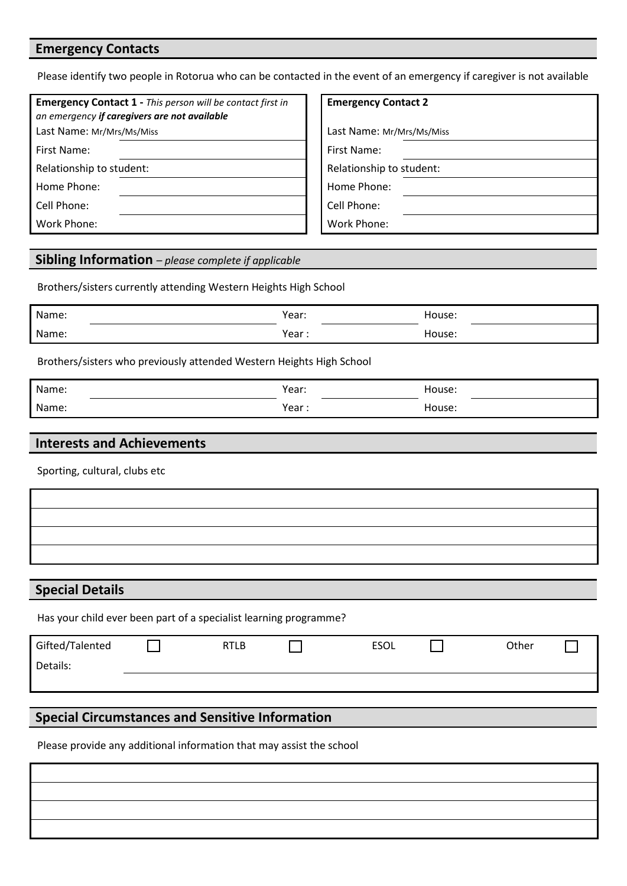## Emergency Contacts

Please identify two people in Rotorua who can be contacted in the event of an emergency if caregiver is not available

| **Emergency Contact 1 -** *This person will be contact first in an emergency **if caregivers are not available*** | |
|---|---|
| Last Name: Mr/Mrs/Ms/Miss | |
| First Name: | |
| Relationship to student: | |
| Home Phone: | |
| Cell Phone: | |
| Work Phone: | |

| **Emergency Contact 2** | |
|---|---|
| Last Name: Mr/Mrs/Ms/Miss | |
| First Name: | |
| Relationship to student: | |
| Home Phone: | |
| Cell Phone: | |
| Work Phone: | |

## Sibling Information – *please complete if applicable*

Brothers/sisters currently attending Western Heights High School

| Name: | | Year: | | House: | |
|---|---|---|---|---|---|
| Name: | | Year : | | House: | |

Brothers/sisters who previously attended Western Heights High School

| Name: | | Year: | | House: | |
|---|---|---|---|---|---|
| Name: | | Year : | | House: | |

## Interests and Achievements

Sporting, cultural, clubs etc

| |
|---|
| |
| |
| |

## Special Details

Has your child ever been part of a specialist learning programme?

| Gifted/Talented | ☐ | RTLB | ☐ | ESOL | ☐ | Other | ☐ |
|---|---|---|---|---|---|---|---|
| Details: | | | | | | | |

## Special Circumstances and Sensitive Information

Please provide any additional information that may assist the school

| |
|---|
| |
| |
| |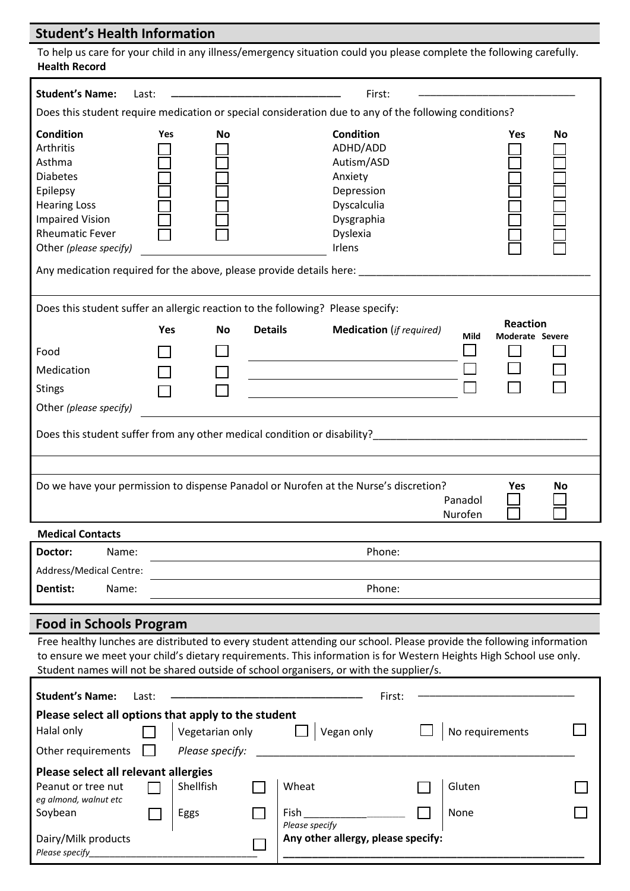## Student's Health Information

To help us care for your child in any illness/emergency situation could you please complete the following carefully.
**Health Record**

**Student's Name:** Last: ______________________________ First: ____________________________

Does this student require medication or special consideration due to any of the following conditions?

| **Condition** | **Yes** | **No** | **Condition** | **Yes** | **No** |
|---|---|---|---|---|---|
| Arthritis | ☐ | ☐ | ADHD/ADD | ☐ | ☐ |
| Asthma | ☐ | ☐ | Autism/ASD | ☐ | ☐ |
| Diabetes | ☐ | ☐ | Anxiety | ☐ | ☐ |
| Epilepsy | ☐ | ☐ | Depression | ☐ | ☐ |
| Hearing Loss | ☐ | ☐ | Dyscalculia | ☐ | ☐ |
| Impaired Vision | ☐ | ☐ | Dysgraphia | ☐ | ☐ |
| Rheumatic Fever | ☐ | ☐ | Dyslexia | ☐ | ☐ |
| Other *(please specify)* ____________ | | | Irlens | ☐ | ☐ |

Any medication required for the above, please provide details here: ________________________________________

Does this student suffer an allergic reaction to the following? Please specify:

| | **Yes** | **No** | **Details** | **Medication** *(if required)* | **Reaction** Mild | Moderate | Severe |
|---|---|---|---|---|---|---|---|
| Food | ☐ | ☐ | | | ☐ | ☐ | ☐ |
| Medication | ☐ | ☐ | | | ☐ | ☐ | ☐ |
| Stings | ☐ | ☐ | | | ☐ | ☐ | ☐ |
| Other *(please specify)* | | | | | | | |

Does this student suffer from any other medical condition or disability?_____________________________________

Do we have your permission to dispense Panadol or Nurofen at the Nurse's discretion?

| | **Yes** | **No** |
|---|---|---|
| Panadol | ☐ | ☐ |
| Nurofen | ☐ | ☐ |

**Medical Contacts**

| | |
|---|---|
| **Doctor:** Name: | Phone: |
| Address/Medical Centre: | |
| **Dentist:** Name: | Phone: |

## Food in Schools Program

Free healthy lunches are distributed to every student attending our school. Please provide the following information to ensure we meet your child's dietary requirements. This information is for Western Heights High School use only. Student names will not be shared outside of school organisers, or with the supplier/s.

**Student's Name:** Last: ______________________________ First: ____________________________

**Please select all options that apply to the student**

| | | | | | | | |
|---|---|---|---|---|---|---|---|
| Halal only | ☐ | Vegetarian only | ☐ | Vegan only | ☐ | No requirements | ☐ |

Other requirements ☐ *Please specify:* ________________________________________________

**Please select all relevant allergies**

| | | | | | | | |
|---|---|---|---|---|---|---|---|
| Peanut or tree nut *eg almond, walnut etc* | ☐ | Shellfish | ☐ | Wheat | ☐ | Gluten | ☐ |
| Soybean | ☐ | Eggs | ☐ | Fish __________ *Please specify* | ☐ | None | ☐ |

Dairy/Milk products ☐
*Please specify*________________________________

**Any other allergy, please specify:**
________________________________________________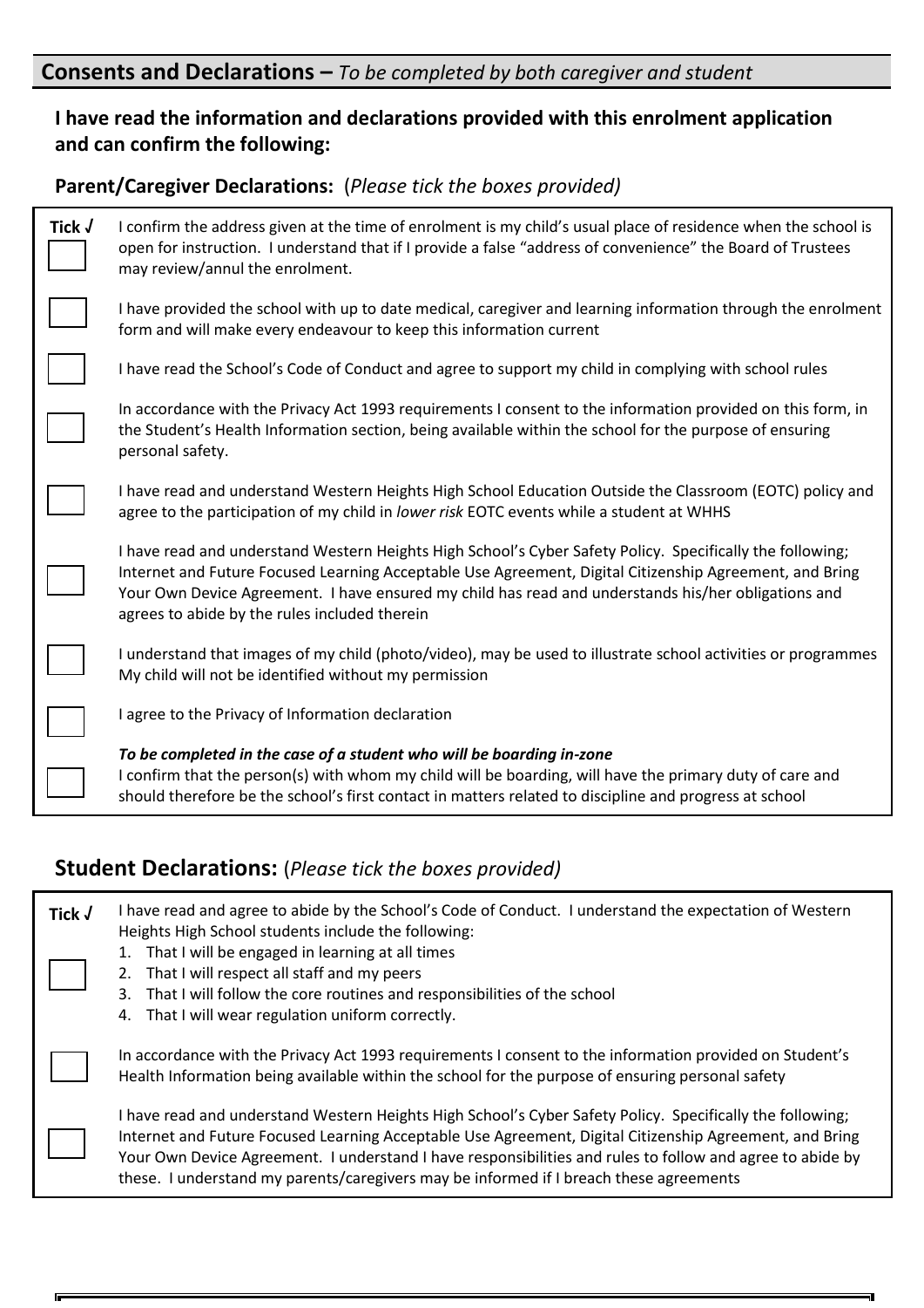## Consents and Declarations – *To be completed by both caregiver and student*

**I have read the information and declarations provided with this enrolment application and can confirm the following:**

### Parent/Caregiver Declarations: (*Please tick the boxes provided)*

| Tick √ | |
|---|---|
| ☐ | I confirm the address given at the time of enrolment is my child's usual place of residence when the school is open for instruction. I understand that if I provide a false "address of convenience" the Board of Trustees may review/annul the enrolment. |
| ☐ | I have provided the school with up to date medical, caregiver and learning information through the enrolment form and will make every endeavour to keep this information current |
| ☐ | I have read the School's Code of Conduct and agree to support my child in complying with school rules |
| ☐ | In accordance with the Privacy Act 1993 requirements I consent to the information provided on this form, in the Student's Health Information section, being available within the school for the purpose of ensuring personal safety. |
| ☐ | I have read and understand Western Heights High School Education Outside the Classroom (EOTC) policy and agree to the participation of my child in *lower risk* EOTC events while a student at WHHS |
| ☐ | I have read and understand Western Heights High School's Cyber Safety Policy. Specifically the following; Internet and Future Focused Learning Acceptable Use Agreement, Digital Citizenship Agreement, and Bring Your Own Device Agreement. I have ensured my child has read and understands his/her obligations and agrees to abide by the rules included therein |
| ☐ | I understand that images of my child (photo/video), may be used to illustrate school activities or programmes My child will not be identified without my permission |
| ☐ | I agree to the Privacy of Information declaration |
| ☐ | ***To be completed in the case of a student who will be boarding in-zone*** I confirm that the person(s) with whom my child will be boarding, will have the primary duty of care and should therefore be the school's first contact in matters related to discipline and progress at school |

### Student Declarations: (*Please tick the boxes provided)*

| Tick √ | |
|---|---|
| ☐ | I have read and agree to abide by the School's Code of Conduct. I understand the expectation of Western Heights High School students include the following: 1. That I will be engaged in learning at all times 2. That I will respect all staff and my peers 3. That I will follow the core routines and responsibilities of the school 4. That I will wear regulation uniform correctly. |
| ☐ | In accordance with the Privacy Act 1993 requirements I consent to the information provided on Student's Health Information being available within the school for the purpose of ensuring personal safety |
| ☐ | I have read and understand Western Heights High School's Cyber Safety Policy. Specifically the following; Internet and Future Focused Learning Acceptable Use Agreement, Digital Citizenship Agreement, and Bring Your Own Device Agreement. I understand I have responsibilities and rules to follow and agree to abide by these. I understand my parents/caregivers may be informed if I breach these agreements |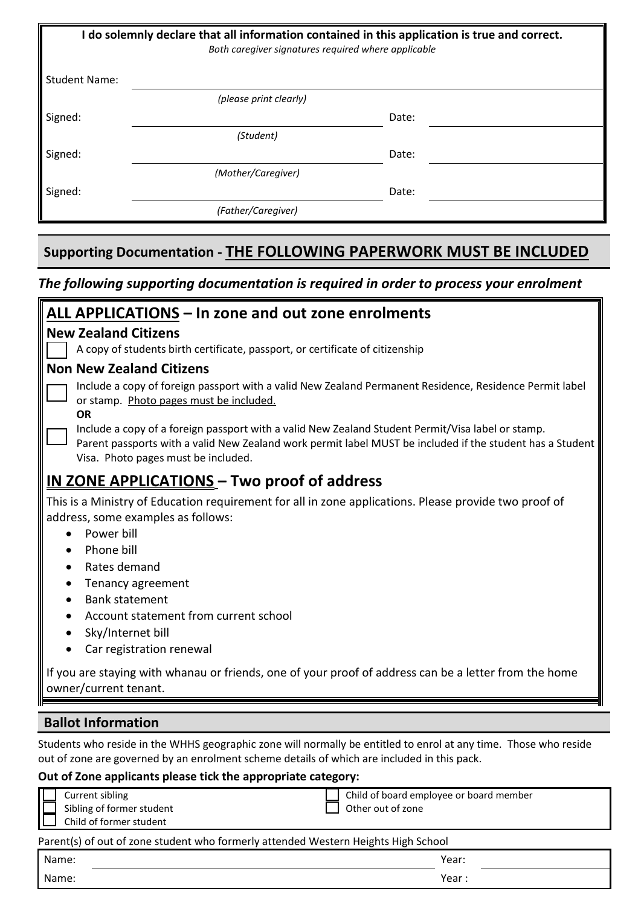**I do solemnly declare that all information contained in this application is true and correct.**

*Both caregiver signatures required where applicable*

| | | | |
|---|---|---|---|
| Student Name: | *(please print clearly)* | | |
| Signed: | *(Student)* | Date: | |
| Signed: | *(Mother/Caregiver)* | Date: | |
| Signed: | *(Father/Caregiver)* | Date: | |

## Supporting Documentation - THE FOLLOWING PAPERWORK MUST BE INCLUDED

***The following supporting documentation is required in order to process your enrolment***

## ALL APPLICATIONS – In zone and out zone enrolments

### New Zealand Citizens

- [ ] A copy of students birth certificate, passport, or certificate of citizenship

### Non New Zealand Citizens

- [ ] Include a copy of foreign passport with a valid New Zealand Permanent Residence, Residence Permit label or stamp. Photo pages must be included.

**OR**

- [ ] Include a copy of a foreign passport with a valid New Zealand Student Permit/Visa label or stamp. Parent passports with a valid New Zealand work permit label MUST be included if the student has a Student Visa. Photo pages must be included.

## IN ZONE APPLICATIONS – Two proof of address

This is a Ministry of Education requirement for all in zone applications. Please provide two proof of address, some examples as follows:

- Power bill
- Phone bill
- Rates demand
- Tenancy agreement
- Bank statement
- Account statement from current school
- Sky/Internet bill
- Car registration renewal

If you are staying with whanau or friends, one of your proof of address can be a letter from the home owner/current tenant.

## Ballot Information

Students who reside in the WHHS geographic zone will normally be entitled to enrol at any time. Those who reside out of zone are governed by an enrolment scheme details of which are included in this pack.

**Out of Zone applicants please tick the appropriate category:**

- [ ] Current sibling
- [ ] Sibling of former student
- [ ] Child of former student
- [ ] Child of board employee or board member
- [ ] Other out of zone

Parent(s) of out of zone student who formerly attended Western Heights High School

| | | | |
|---|---|---|---|
| Name: | | Year: | |
| Name: | | Year : | |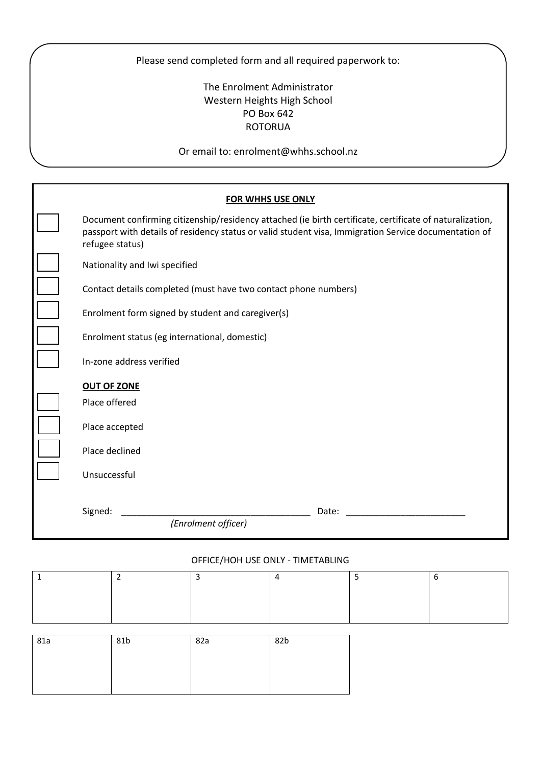Please send completed form and all required paperwork to:

The Enrolment Administrator
Western Heights High School
PO Box 642
ROTORUA

Or email to: enrolment@whhs.school.nz

**FOR WHHS USE ONLY**

- ☐ Document confirming citizenship/residency attached (ie birth certificate, certificate of naturalization, passport with details of residency status or valid student visa, Immigration Service documentation of refugee status)
- ☐ Nationality and Iwi specified
- ☐ Contact details completed (must have two contact phone numbers)
- ☐ Enrolment form signed by student and caregiver(s)
- ☐ Enrolment status (eg international, domestic)
- ☐ In-zone address verified

**OUT OF ZONE**

- ☐ Place offered
- ☐ Place accepted
- ☐ Place declined
- ☐ Unsuccessful

Signed: ______________________________________ Date: ________________________
*(Enrolment officer)*

OFFICE/HOH USE ONLY - TIMETABLING

| 1 | 2 | 3 | 4 | 5 | 6 |
|---|---|---|---|---|---|
| | | | | | |

| 81a | 81b | 82a | 82b |
|---|---|---|---|
| | | | |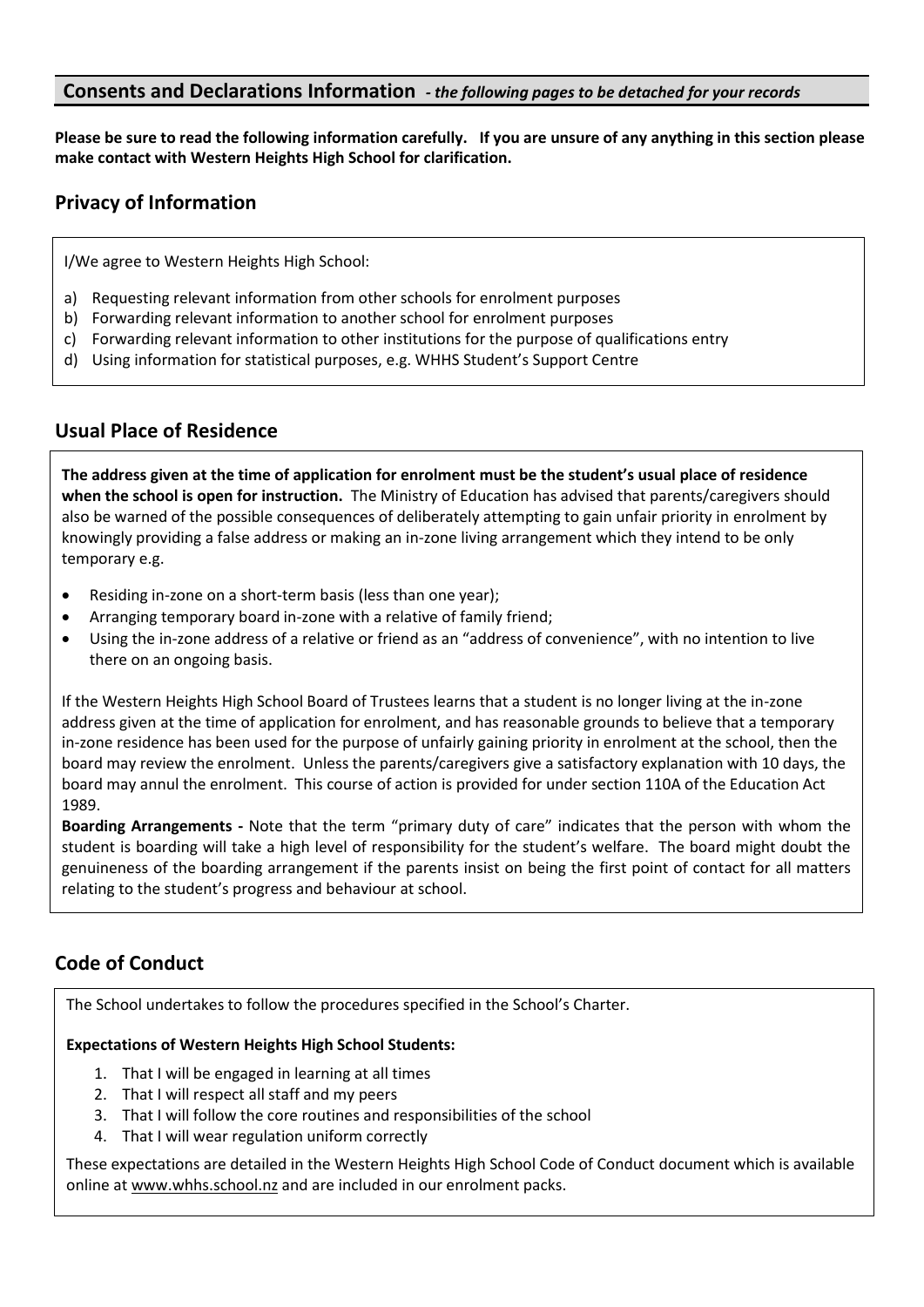## Consents and Declarations Information *- the following pages to be detached for your records*

**Please be sure to read the following information carefully. If you are unsure of any anything in this section please make contact with Western Heights High School for clarification.**

### Privacy of Information

I/We agree to Western Heights High School:

a) Requesting relevant information from other schools for enrolment purposes
b) Forwarding relevant information to another school for enrolment purposes
c) Forwarding relevant information to other institutions for the purpose of qualifications entry
d) Using information for statistical purposes, e.g. WHHS Student's Support Centre

### Usual Place of Residence

**The address given at the time of application for enrolment must be the student's usual place of residence when the school is open for instruction.** The Ministry of Education has advised that parents/caregivers should also be warned of the possible consequences of deliberately attempting to gain unfair priority in enrolment by knowingly providing a false address or making an in-zone living arrangement which they intend to be only temporary e.g.

- Residing in-zone on a short-term basis (less than one year);
- Arranging temporary board in-zone with a relative of family friend;
- Using the in-zone address of a relative or friend as an "address of convenience", with no intention to live there on an ongoing basis.

If the Western Heights High School Board of Trustees learns that a student is no longer living at the in-zone address given at the time of application for enrolment, and has reasonable grounds to believe that a temporary in-zone residence has been used for the purpose of unfairly gaining priority in enrolment at the school, then the board may review the enrolment. Unless the parents/caregivers give a satisfactory explanation with 10 days, the board may annul the enrolment. This course of action is provided for under section 110A of the Education Act 1989.

**Boarding Arrangements -** Note that the term "primary duty of care" indicates that the person with whom the student is boarding will take a high level of responsibility for the student's welfare. The board might doubt the genuineness of the boarding arrangement if the parents insist on being the first point of contact for all matters relating to the student's progress and behaviour at school.

### Code of Conduct

The School undertakes to follow the procedures specified in the School's Charter.

**Expectations of Western Heights High School Students:**

1. That I will be engaged in learning at all times
2. That I will respect all staff and my peers
3. That I will follow the core routines and responsibilities of the school
4. That I will wear regulation uniform correctly

These expectations are detailed in the Western Heights High School Code of Conduct document which is available online at www.whhs.school.nz and are included in our enrolment packs.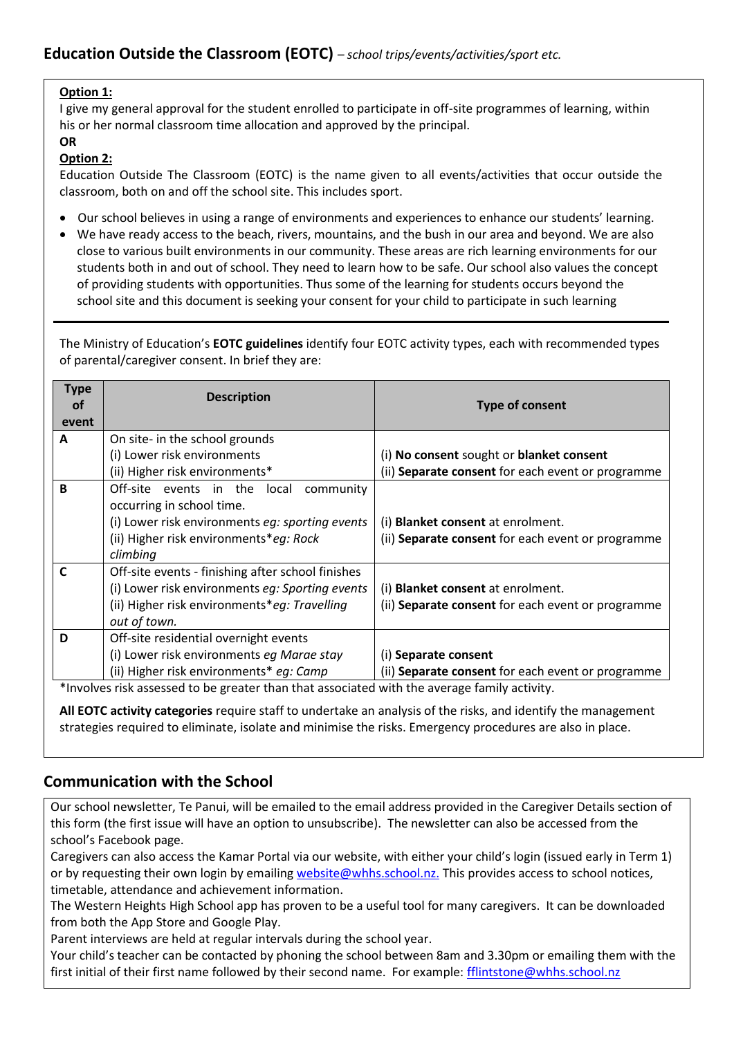## Education Outside the Classroom (EOTC) *– school trips/events/activities/sport etc.*

**Option 1:**
I give my general approval for the student enrolled to participate in off-site programmes of learning, within his or her normal classroom time allocation and approved by the principal.

**OR**

**Option 2:**
Education Outside The Classroom (EOTC) is the name given to all events/activities that occur outside the classroom, both on and off the school site. This includes sport.

- Our school believes in using a range of environments and experiences to enhance our students' learning.
- We have ready access to the beach, rivers, mountains, and the bush in our area and beyond. We are also close to various built environments in our community. These areas are rich learning environments for our students both in and out of school. They need to learn how to be safe. Our school also values the concept of providing students with opportunities. Thus some of the learning for students occurs beyond the school site and this document is seeking your consent for your child to participate in such learning

---

The Ministry of Education's **EOTC guidelines** identify four EOTC activity types, each with recommended types of parental/caregiver consent. In brief they are:

| Type of event | Description | Type of consent |
|---|---|---|
| **A** | On site- in the school grounds<br>(i) Lower risk environments<br>(ii) Higher risk environments* | (i) **No consent** sought or **blanket consent**<br>(ii) **Separate consent** for each event or programme |
| **B** | Off-site events in the local community occurring in school time.<br>(i) Lower risk environments *eg: sporting events*<br>(ii) Higher risk environments* *eg: Rock climbing* | (i) **Blanket consent** at enrolment.<br>(ii) **Separate consent** for each event or programme |
| **C** | Off-site events - finishing after school finishes<br>(i) Lower risk environments *eg: Sporting events*<br>(ii) Higher risk environments* *eg: Travelling out of town.* | (i) **Blanket consent** at enrolment.<br>(ii) **Separate consent** for each event or programme |
| **D** | Off-site residential overnight events<br>(i) Lower risk environments *eg Marae stay*<br>(ii) Higher risk environments* *eg: Camp* | (i) **Separate consent**<br>(ii) **Separate consent** for each event or programme |

*Involves risk assessed to be greater than that associated with the average family activity.

**All EOTC activity categories** require staff to undertake an analysis of the risks, and identify the management strategies required to eliminate, isolate and minimise the risks. Emergency procedures are also in place.

## Communication with the School

Our school newsletter, Te Panui, will be emailed to the email address provided in the Caregiver Details section of this form (the first issue will have an option to unsubscribe). The newsletter can also be accessed from the school's Facebook page.

Caregivers can also access the Kamar Portal via our website, with either your child's login (issued early in Term 1) or by requesting their own login by emailing website@whhs.school.nz. This provides access to school notices, timetable, attendance and achievement information.

The Western Heights High School app has proven to be a useful tool for many caregivers. It can be downloaded from both the App Store and Google Play.

Parent interviews are held at regular intervals during the school year.

Your child's teacher can be contacted by phoning the school between 8am and 3.30pm or emailing them with the first initial of their first name followed by their second name. For example: fflintstone@whhs.school.nz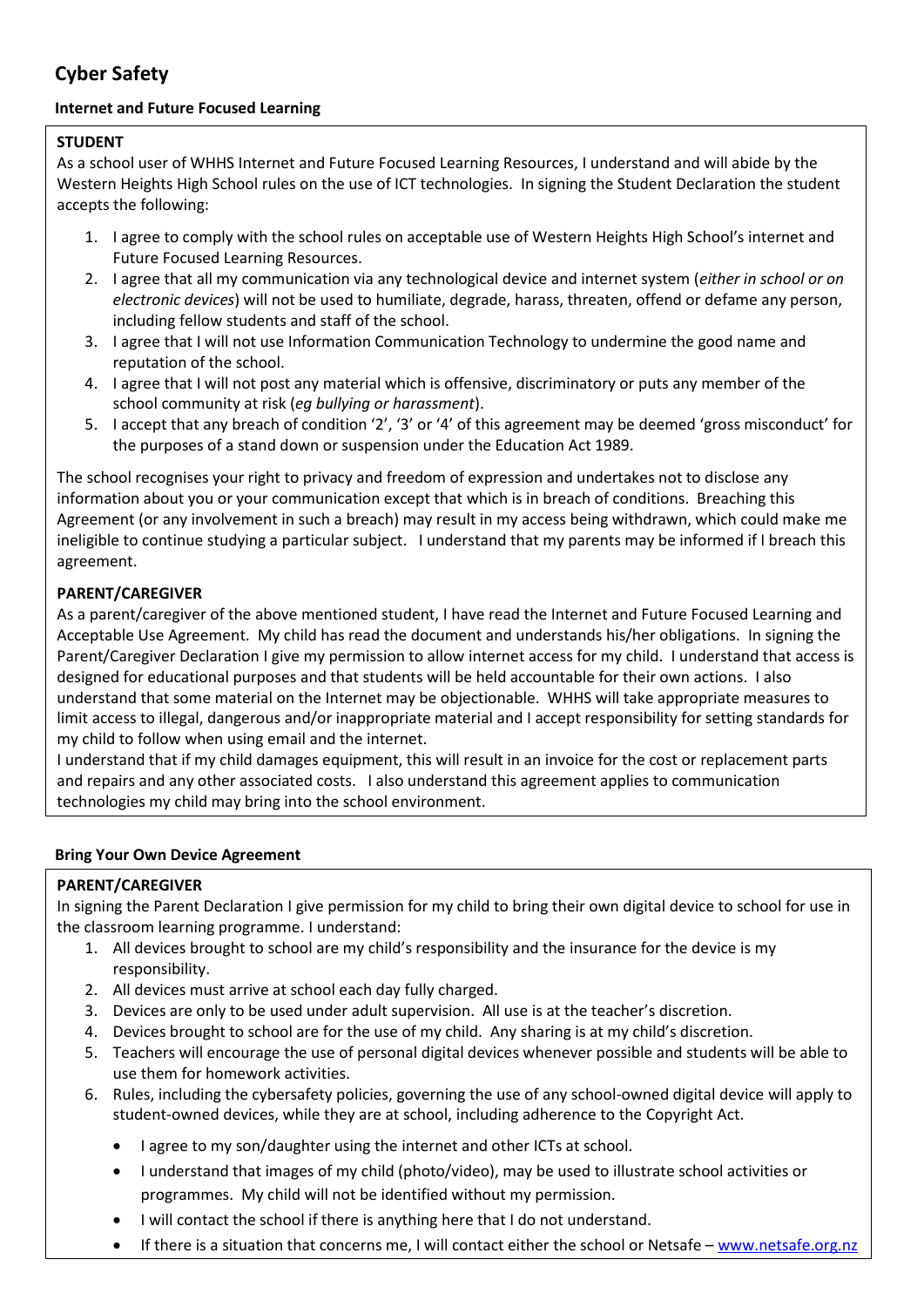# Cyber Safety

### Internet and Future Focused Learning

**STUDENT**

As a school user of WHHS Internet and Future Focused Learning Resources, I understand and will abide by the Western Heights High School rules on the use of ICT technologies. In signing the Student Declaration the student accepts the following:

1. I agree to comply with the school rules on acceptable use of Western Heights High School's internet and Future Focused Learning Resources.
2. I agree that all my communication via any technological device and internet system (*either in school or on electronic devices*) will not be used to humiliate, degrade, harass, threaten, offend or defame any person, including fellow students and staff of the school.
3. I agree that I will not use Information Communication Technology to undermine the good name and reputation of the school.
4. I agree that I will not post any material which is offensive, discriminatory or puts any member of the school community at risk (*eg bullying or harassment*).
5. I accept that any breach of condition '2', '3' or '4' of this agreement may be deemed 'gross misconduct' for the purposes of a stand down or suspension under the Education Act 1989.

The school recognises your right to privacy and freedom of expression and undertakes not to disclose any information about you or your communication except that which is in breach of conditions. Breaching this Agreement (or any involvement in such a breach) may result in my access being withdrawn, which could make me ineligible to continue studying a particular subject. I understand that my parents may be informed if I breach this agreement.

**PARENT/CAREGIVER**

As a parent/caregiver of the above mentioned student, I have read the Internet and Future Focused Learning and Acceptable Use Agreement. My child has read the document and understands his/her obligations. In signing the Parent/Caregiver Declaration I give my permission to allow internet access for my child. I understand that access is designed for educational purposes and that students will be held accountable for their own actions. I also understand that some material on the Internet may be objectionable. WHHS will take appropriate measures to limit access to illegal, dangerous and/or inappropriate material and I accept responsibility for setting standards for my child to follow when using email and the internet.

I understand that if my child damages equipment, this will result in an invoice for the cost or replacement parts and repairs and any other associated costs. I also understand this agreement applies to communication technologies my child may bring into the school environment.

### Bring Your Own Device Agreement

**PARENT/CAREGIVER**

In signing the Parent Declaration I give permission for my child to bring their own digital device to school for use in the classroom learning programme. I understand:

1. All devices brought to school are my child's responsibility and the insurance for the device is my responsibility.
2. All devices must arrive at school each day fully charged.
3. Devices are only to be used under adult supervision. All use is at the teacher's discretion.
4. Devices brought to school are for the use of my child. Any sharing is at my child's discretion.
5. Teachers will encourage the use of personal digital devices whenever possible and students will be able to use them for homework activities.
6. Rules, including the cybersafety policies, governing the use of any school-owned digital device will apply to student-owned devices, while they are at school, including adherence to the Copyright Act.

- I agree to my son/daughter using the internet and other ICTs at school.
- I understand that images of my child (photo/video), may be used to illustrate school activities or programmes. My child will not be identified without my permission.
- I will contact the school if there is anything here that I do not understand.
- If there is a situation that concerns me, I will contact either the school or Netsafe – [www.netsafe.org.nz](www.netsafe.org.nz)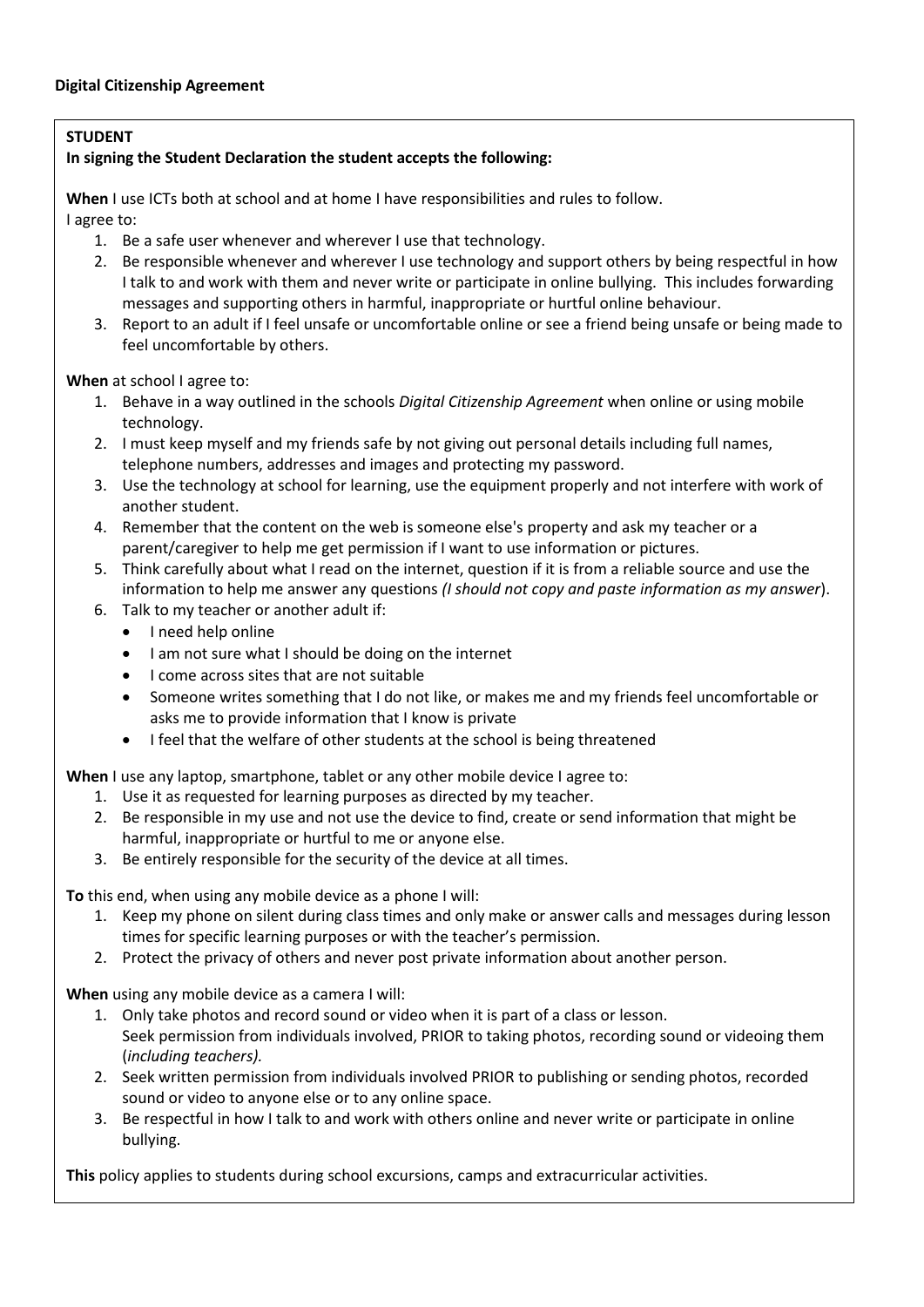**Digital Citizenship Agreement**

**STUDENT**

**In signing the Student Declaration the student accepts the following:**

**When** I use ICTs both at school and at home I have responsibilities and rules to follow.
I agree to:

1. Be a safe user whenever and wherever I use that technology.
2. Be responsible whenever and wherever I use technology and support others by being respectful in how I talk to and work with them and never write or participate in online bullying. This includes forwarding messages and supporting others in harmful, inappropriate or hurtful online behaviour.
3. Report to an adult if I feel unsafe or uncomfortable online or see a friend being unsafe or being made to feel uncomfortable by others.

**When** at school I agree to:

1. Behave in a way outlined in the schools *Digital Citizenship Agreement* when online or using mobile technology.
2. I must keep myself and my friends safe by not giving out personal details including full names, telephone numbers, addresses and images and protecting my password.
3. Use the technology at school for learning, use the equipment properly and not interfere with work of another student.
4. Remember that the content on the web is someone else's property and ask my teacher or a parent/caregiver to help me get permission if I want to use information or pictures.
5. Think carefully about what I read on the internet, question if it is from a reliable source and use the information to help me answer any questions *(I should not copy and paste information as my answer*).
6. Talk to my teacher or another adult if:
   - I need help online
   - I am not sure what I should be doing on the internet
   - I come across sites that are not suitable
   - Someone writes something that I do not like, or makes me and my friends feel uncomfortable or asks me to provide information that I know is private
   - I feel that the welfare of other students at the school is being threatened

**When** I use any laptop, smartphone, tablet or any other mobile device I agree to:

1. Use it as requested for learning purposes as directed by my teacher.
2. Be responsible in my use and not use the device to find, create or send information that might be harmful, inappropriate or hurtful to me or anyone else.
3. Be entirely responsible for the security of the device at all times.

**To** this end, when using any mobile device as a phone I will:

1. Keep my phone on silent during class times and only make or answer calls and messages during lesson times for specific learning purposes or with the teacher's permission.
2. Protect the privacy of others and never post private information about another person.

**When** using any mobile device as a camera I will:

1. Only take photos and record sound or video when it is part of a class or lesson.
   Seek permission from individuals involved, PRIOR to taking photos, recording sound or videoing them (*including teachers).*
2. Seek written permission from individuals involved PRIOR to publishing or sending photos, recorded sound or video to anyone else or to any online space.
3. Be respectful in how I talk to and work with others online and never write or participate in online bullying.

**This** policy applies to students during school excursions, camps and extracurricular activities.